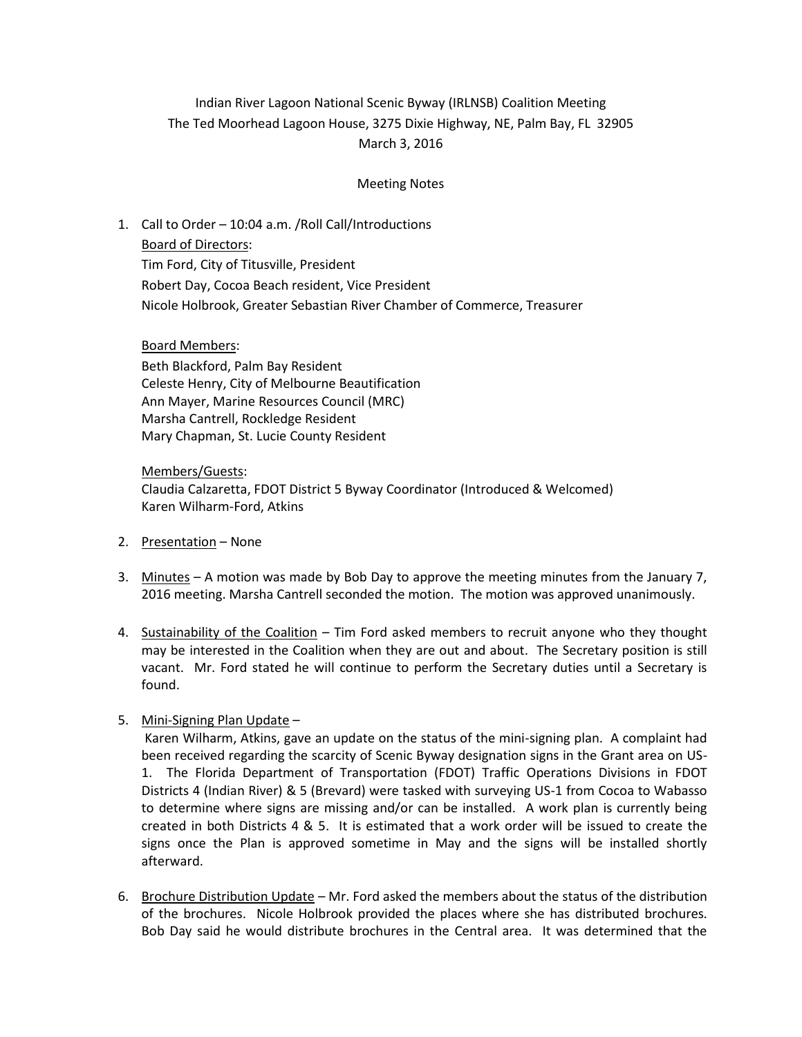Indian River Lagoon National Scenic Byway (IRLNSB) Coalition Meeting
The Ted Moorhead Lagoon House, 3275 Dixie Highway, NE, Palm Bay, FL 32905
March 3, 2016

Meeting Notes

1. Call to Order – 10:04 a.m. /Roll Call/Introductions

   <u>Board of Directors</u>:
   Tim Ford, City of Titusville, President
   Robert Day, Cocoa Beach resident, Vice President
   Nicole Holbrook, Greater Sebastian River Chamber of Commerce, Treasurer

   <u>Board Members</u>:
   Beth Blackford, Palm Bay Resident
   Celeste Henry, City of Melbourne Beautification
   Ann Mayer, Marine Resources Council (MRC)
   Marsha Cantrell, Rockledge Resident
   Mary Chapman, St. Lucie County Resident

   <u>Members/Guests</u>:
   Claudia Calzaretta, FDOT District 5 Byway Coordinator (Introduced & Welcomed)
   Karen Wilharm-Ford, Atkins

2. <u>Presentation</u> – None

3. <u>Minutes</u> – A motion was made by Bob Day to approve the meeting minutes from the January 7, 2016 meeting. Marsha Cantrell seconded the motion. The motion was approved unanimously.

4. <u>Sustainability of the Coalition</u> – Tim Ford asked members to recruit anyone who they thought may be interested in the Coalition when they are out and about. The Secretary position is still vacant. Mr. Ford stated he will continue to perform the Secretary duties until a Secretary is found.

5. <u>Mini-Signing Plan Update</u> –
   Karen Wilharm, Atkins, gave an update on the status of the mini-signing plan. A complaint had been received regarding the scarcity of Scenic Byway designation signs in the Grant area on US-1. The Florida Department of Transportation (FDOT) Traffic Operations Divisions in FDOT Districts 4 (Indian River) & 5 (Brevard) were tasked with surveying US-1 from Cocoa to Wabasso to determine where signs are missing and/or can be installed. A work plan is currently being created in both Districts 4 & 5. It is estimated that a work order will be issued to create the signs once the Plan is approved sometime in May and the signs will be installed shortly afterward.

6. <u>Brochure Distribution Update</u> – Mr. Ford asked the members about the status of the distribution of the brochures. Nicole Holbrook provided the places where she has distributed brochures. Bob Day said he would distribute brochures in the Central area. It was determined that the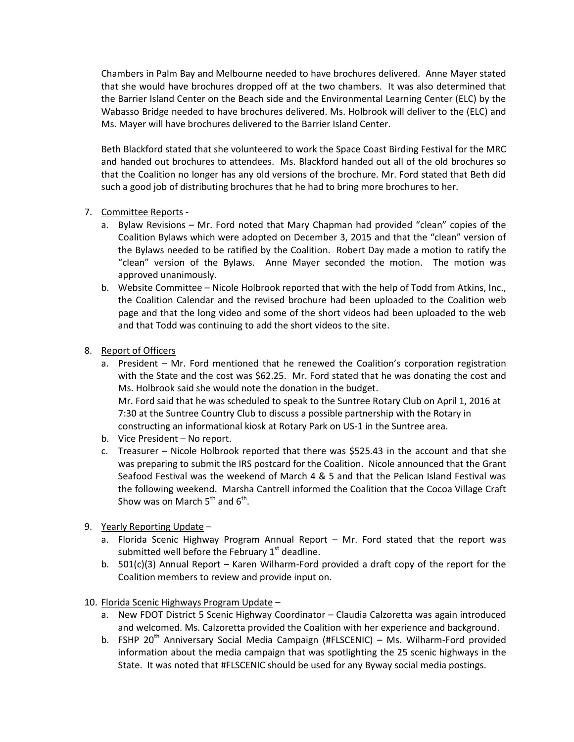Chambers in Palm Bay and Melbourne needed to have brochures delivered. Anne Mayer stated that she would have brochures dropped off at the two chambers. It was also determined that the Barrier Island Center on the Beach side and the Environmental Learning Center (ELC) by the Wabasso Bridge needed to have brochures delivered. Ms. Holbrook will deliver to the (ELC) and Ms. Mayer will have brochures delivered to the Barrier Island Center.

Beth Blackford stated that she volunteered to work the Space Coast Birding Festival for the MRC and handed out brochures to attendees. Ms. Blackford handed out all of the old brochures so that the Coalition no longer has any old versions of the brochure. Mr. Ford stated that Beth did such a good job of distributing brochures that he had to bring more brochures to her.

7. Committee Reports -
   a. Bylaw Revisions – Mr. Ford noted that Mary Chapman had provided "clean" copies of the Coalition Bylaws which were adopted on December 3, 2015 and that the "clean" version of the Bylaws needed to be ratified by the Coalition. Robert Day made a motion to ratify the "clean" version of the Bylaws. Anne Mayer seconded the motion. The motion was approved unanimously.
   b. Website Committee – Nicole Holbrook reported that with the help of Todd from Atkins, Inc., the Coalition Calendar and the revised brochure had been uploaded to the Coalition web page and that the long video and some of the short videos had been uploaded to the web and that Todd was continuing to add the short videos to the site.

8. Report of Officers
   a. President – Mr. Ford mentioned that he renewed the Coalition's corporation registration with the State and the cost was $62.25. Mr. Ford stated that he was donating the cost and Ms. Holbrook said she would note the donation in the budget.
      Mr. Ford said that he was scheduled to speak to the Suntree Rotary Club on April 1, 2016 at 7:30 at the Suntree Country Club to discuss a possible partnership with the Rotary in constructing an informational kiosk at Rotary Park on US-1 in the Suntree area.
   b. Vice President – No report.
   c. Treasurer – Nicole Holbrook reported that there was $525.43 in the account and that she was preparing to submit the IRS postcard for the Coalition. Nicole announced that the Grant Seafood Festival was the weekend of March 4 & 5 and that the Pelican Island Festival was the following weekend. Marsha Cantrell informed the Coalition that the Cocoa Village Craft Show was on March 5th and 6th.

9. Yearly Reporting Update –
   a. Florida Scenic Highway Program Annual Report – Mr. Ford stated that the report was submitted well before the February 1st deadline.
   b. 501(c)(3) Annual Report – Karen Wilharm-Ford provided a draft copy of the report for the Coalition members to review and provide input on.

10. Florida Scenic Highways Program Update –
    a. New FDOT District 5 Scenic Highway Coordinator – Claudia Calzoretta was again introduced and welcomed. Ms. Calzoretta provided the Coalition with her experience and background.
    b. FSHP 20th Anniversary Social Media Campaign (#FLSCENIC) – Ms. Wilharm-Ford provided information about the media campaign that was spotlighting the 25 scenic highways in the State. It was noted that #FLSCENIC should be used for any Byway social media postings.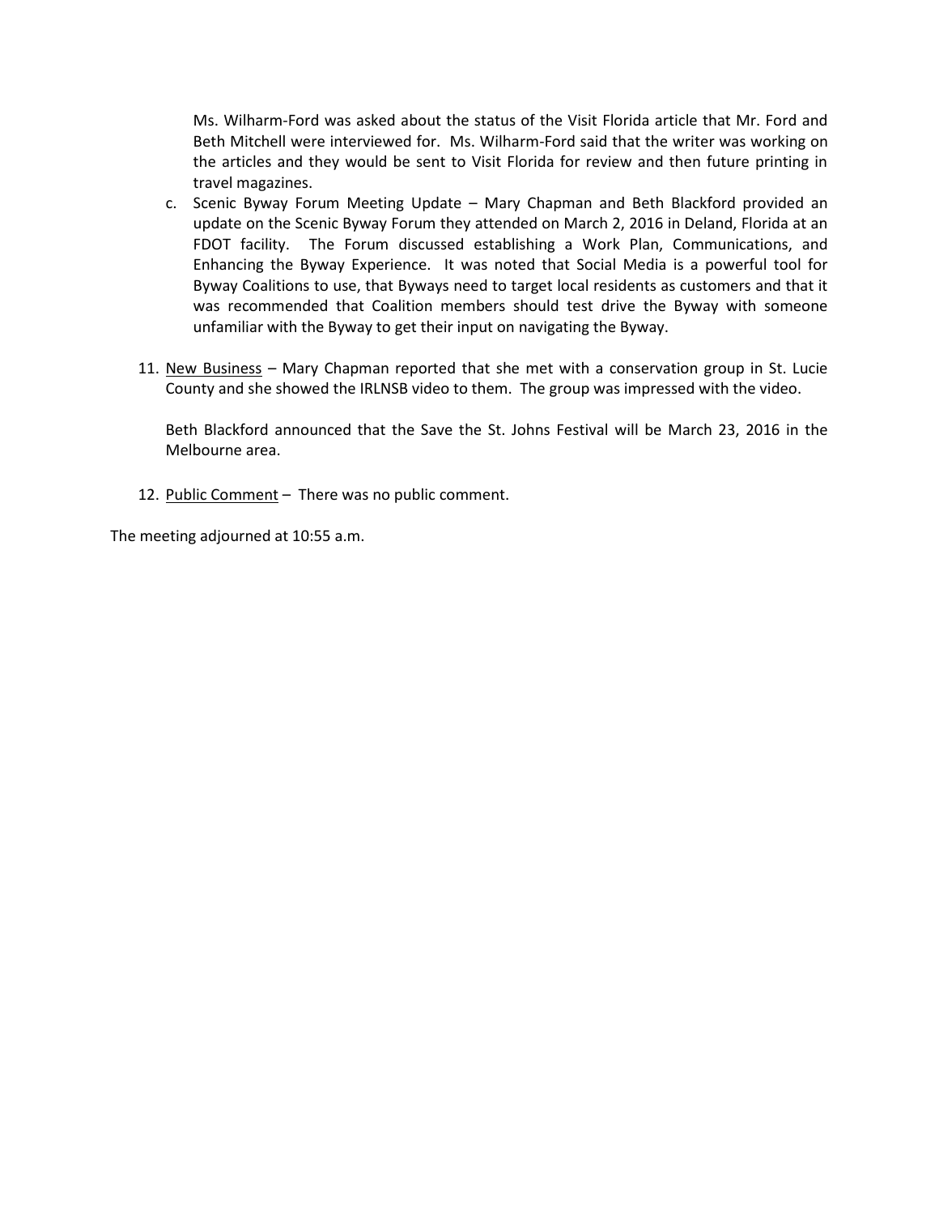Ms. Wilharm-Ford was asked about the status of the Visit Florida article that Mr. Ford and Beth Mitchell were interviewed for. Ms. Wilharm-Ford said that the writer was working on the articles and they would be sent to Visit Florida for review and then future printing in travel magazines.

c. Scenic Byway Forum Meeting Update – Mary Chapman and Beth Blackford provided an update on the Scenic Byway Forum they attended on March 2, 2016 in Deland, Florida at an FDOT facility. The Forum discussed establishing a Work Plan, Communications, and Enhancing the Byway Experience. It was noted that Social Media is a powerful tool for Byway Coalitions to use, that Byways need to target local residents as customers and that it was recommended that Coalition members should test drive the Byway with someone unfamiliar with the Byway to get their input on navigating the Byway.

11. <u>New Business</u> – Mary Chapman reported that she met with a conservation group in St. Lucie County and she showed the IRLNSB video to them. The group was impressed with the video.

    Beth Blackford announced that the Save the St. Johns Festival will be March 23, 2016 in the Melbourne area.

12. <u>Public Comment</u> – There was no public comment.

The meeting adjourned at 10:55 a.m.